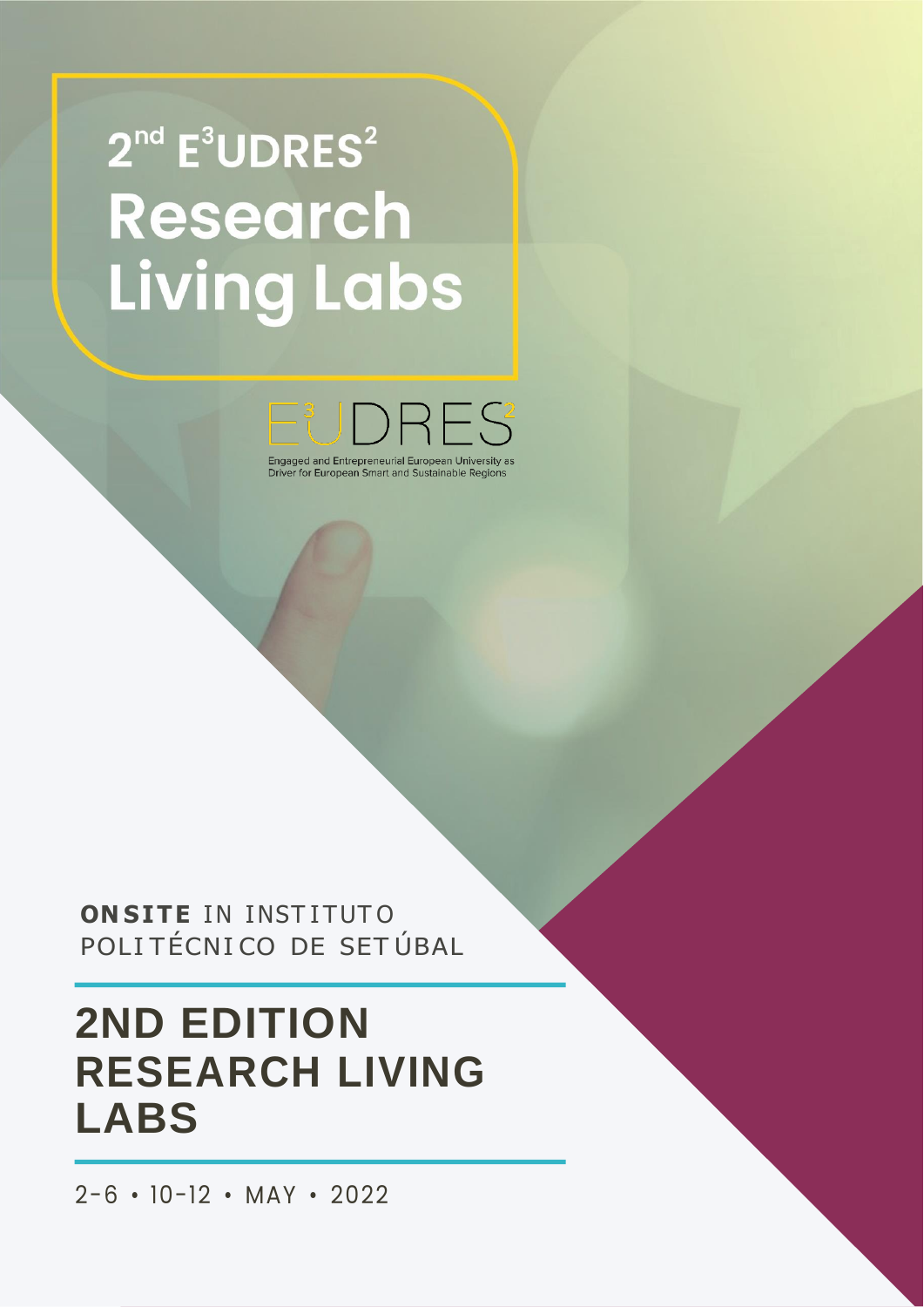# $2^{nd}$ $E^3UDRES^2$ Research Living Labs

$E^3UDRES^2$

Engaged and Entrepreneurial European University as Driver for European Smart and Sustainable Regions

**ONSITE** IN INSTITUTO POLITÉCNICO DE SETÚBAL

## 2ND EDITION RESEARCH LIVING LABS

2-6 • 10-12 • MAY • 2022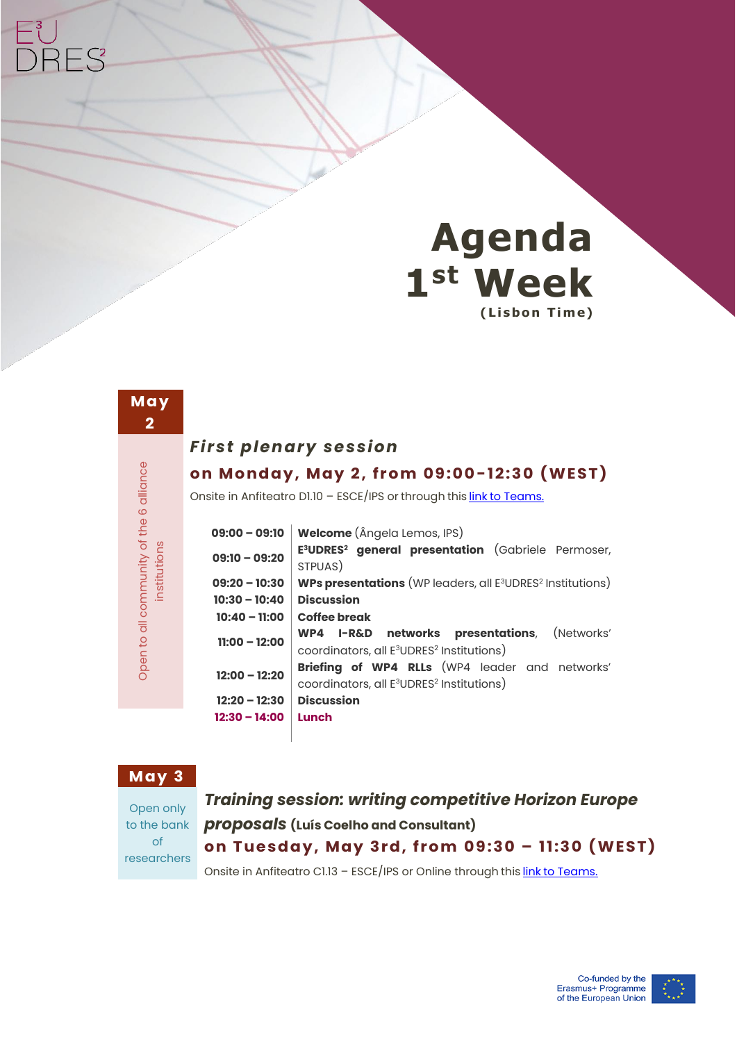# Agenda 1st Week

**(Lisbon Time)**

## May 2

*Open to all community of the 6 alliance institutions*

### *First plenary session*

### on Monday, May 2, from 09:00-12:30 (WEST)

Onsite in Anfiteatro D1.10 – ESCE/IPS or through this link to Teams.

| | |
|---|---|
| 09:00 – 09:10 | **Welcome** (Ângela Lemos, IPS) |
| 09:10 – 09:20 | **E[3]UDRES[2] general presentation** (Gabriele Permoser, STPUAS) |
| 09:20 – 10:30 | **WPs presentations** (WP leaders, all E[3]UDRES[2] Institutions) |
| 10:30 – 10:40 | **Discussion** |
| 10:40 – 11:00 | **Coffee break** |
| 11:00 – 12:00 | **WP4 I-R&D networks presentations**, (Networks' coordinators, all E[3]UDRES[2] Institutions) |
| 12:00 – 12:20 | **Briefing of WP4 RLLs** (WP4 leader and networks' coordinators, all E[3]UDRES[2] Institutions) |
| 12:20 – 12:30 | **Discussion** |
| 12:30 – 14:00 | **Lunch** |

## May 3

*Open only to the bank of researchers*

### *Training session: writing competitive Horizon Europe proposals* (Luís Coelho and Consultant)

### on Tuesday, May 3rd, from 09:30 – 11:30 (WEST)

Onsite in Anfiteatro C1.13 – ESCE/IPS or Online through this link to Teams.

Co-funded by the Erasmus+ Programme of the European Union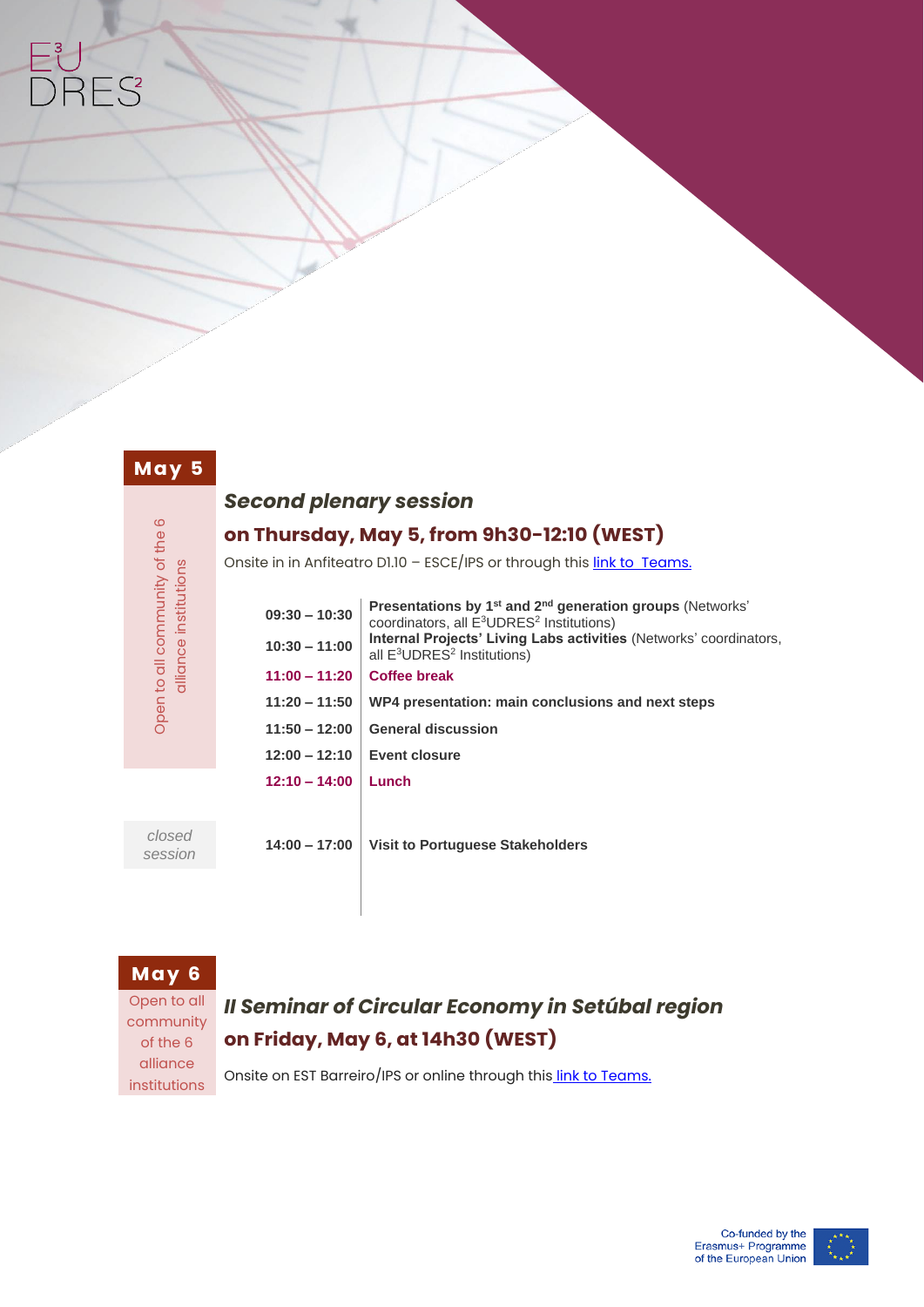## May 5

*Open to all community of the 6 alliance institutions*

### *Second plenary session*

### on Thursday, May 5, from 9h30-12:10 (WEST)

Onsite in in Anfiteatro D1.10 – ESCE/IPS or through this [link to Teams.]()

| | |
|---|---|
| 09:30 – 10:30 | **Presentations by 1st and 2nd generation groups** (Networks' coordinators, all $E^3UDRES^2$ Institutions) |
| 10:30 – 11:00 | **Internal Projects' Living Labs activities** (Networks' coordinators, all $E^3UDRES^2$ Institutions) |
| 11:00 – 11:20 | **Coffee break** |
| 11:20 – 11:50 | **WP4 presentation: main conclusions and next steps** |
| 11:50 – 12:00 | **General discussion** |
| 12:00 – 12:10 | **Event closure** |
| 12:10 – 14:00 | **Lunch** |

*closed session*

| | |
|---|---|
| 14:00 – 17:00 | **Visit to Portuguese Stakeholders** |

## May 6

Open to all community of the 6 alliance institutions

### *II Seminar of Circular Economy in Setúbal region*

### on Friday, May 6, at 14h30 (WEST)

Onsite on EST Barreiro/IPS or online through this [link to Teams.]()

Co-funded by the Erasmus+ Programme of the European Union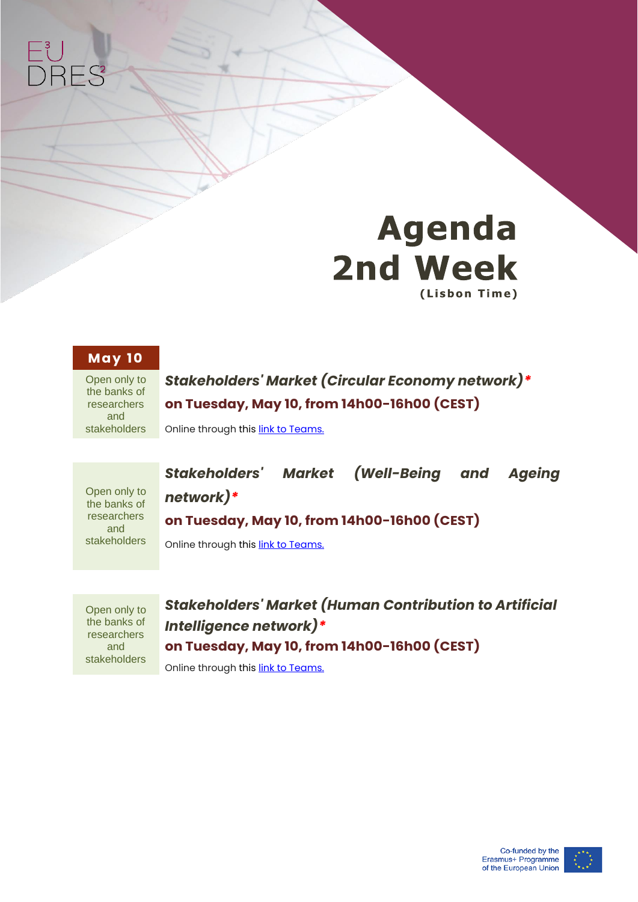# Agenda 2nd Week

**(Lisbon Time)**

## May 10

| | |
|---|---|
| Open only to the banks of researchers and stakeholders | ***Stakeholders' Market (Circular Economy network)**** <br> **on Tuesday, May 10, from 14h00-16h00 (CEST)** <br> Online through this link to Teams. |
| Open only to the banks of researchers and stakeholders | ***Stakeholders' Market (Well-Being and Ageing network)**** <br> **on Tuesday, May 10, from 14h00-16h00 (CEST)** <br> Online through this link to Teams. |
| Open only to the banks of researchers and stakeholders | ***Stakeholders' Market (Human Contribution to Artificial Intelligence network)**** <br> **on Tuesday, May 10, from 14h00-16h00 (CEST)** <br> Online through this link to Teams. |

Co-funded by the Erasmus+ Programme of the European Union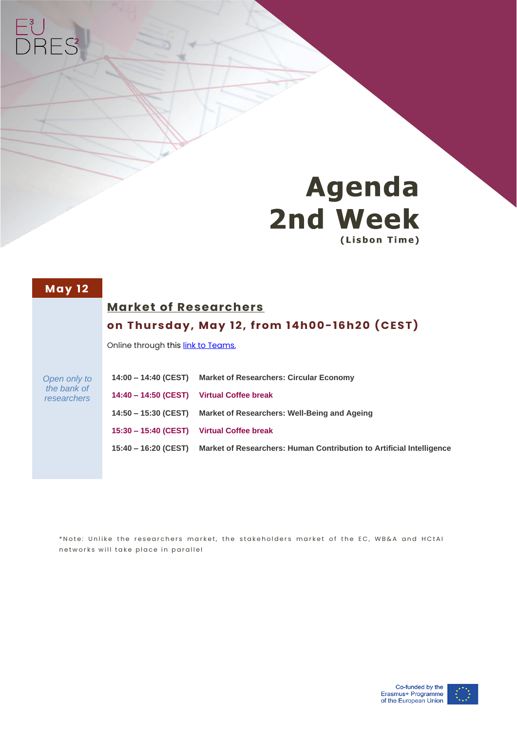EU[3] DRES[2]

# Agenda 2nd Week

**(Lisbon Time)**

## May 12

### Market of Researchers

**on Thursday, May 12, from 14h00-16h20 (CEST)**

Online through this [link to Teams.]

*Open only to the bank of researchers*

| | |
|---|---|
| **14:00 – 14:40 (CEST)** | **Market of Researchers: Circular Economy** |
| **14:40 – 14:50 (CEST)** | **Virtual Coffee break** |
| **14:50 – 15:30 (CEST)** | **Market of Researchers: Well-Being and Ageing** |
| **15:30 – 15:40 (CEST)** | **Virtual Coffee break** |
| **15:40 – 16:20 (CEST)** | **Market of Researchers: Human Contribution to Artificial Intelligence** |

*Note: Unlike the researchers market, the stakeholders market of the EC, WB&A and HCtAI networks will take place in parallel

Co-funded by the Erasmus+ Programme of the European Union